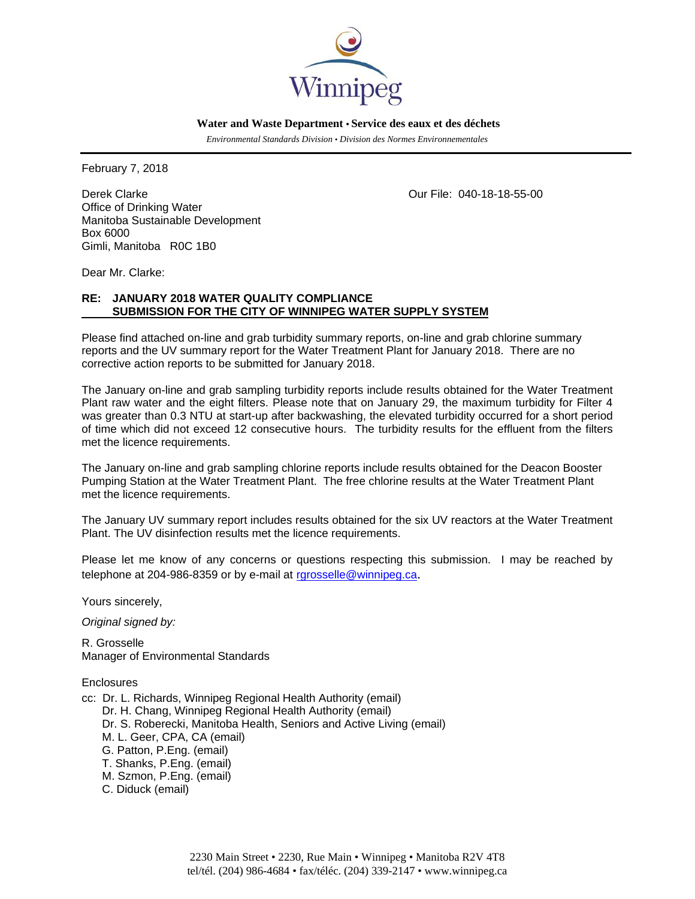Winnipeg

**Water and Waste Department • Service des eaux et des déchets**

*Environmental Standards Division • Division des Normes Environnementales*

February 7, 2018

Derek Clarke
Office of Drinking Water
Manitoba Sustainable Development
Box 6000
Gimli, Manitoba R0C 1B0

Our File: 040-18-18-55-00

Dear Mr. Clarke:

**RE: JANUARY 2018 WATER QUALITY COMPLIANCE SUBMISSION FOR THE CITY OF WINNIPEG WATER SUPPLY SYSTEM**

Please find attached on-line and grab turbidity summary reports, on-line and grab chlorine summary reports and the UV summary report for the Water Treatment Plant for January 2018. There are no corrective action reports to be submitted for January 2018.

The January on-line and grab sampling turbidity reports include results obtained for the Water Treatment Plant raw water and the eight filters. Please note that on January 29, the maximum turbidity for Filter 4 was greater than 0.3 NTU at start-up after backwashing, the elevated turbidity occurred for a short period of time which did not exceed 12 consecutive hours. The turbidity results for the effluent from the filters met the licence requirements.

The January on-line and grab sampling chlorine reports include results obtained for the Deacon Booster Pumping Station at the Water Treatment Plant. The free chlorine results at the Water Treatment Plant met the licence requirements.

The January UV summary report includes results obtained for the six UV reactors at the Water Treatment Plant. The UV disinfection results met the licence requirements.

Please let me know of any concerns or questions respecting this submission. I may be reached by telephone at 204-986-8359 or by e-mail at rgrosselle@winnipeg.ca.

Yours sincerely,

*Original signed by:*

R. Grosselle
Manager of Environmental Standards

Enclosures

cc: Dr. L. Richards, Winnipeg Regional Health Authority (email)
Dr. H. Chang, Winnipeg Regional Health Authority (email)
Dr. S. Roberecki, Manitoba Health, Seniors and Active Living (email)
M. L. Geer, CPA, CA (email)
G. Patton, P.Eng. (email)
T. Shanks, P.Eng. (email)
M. Szmon, P.Eng. (email)
C. Diduck (email)

2230 Main Street • 2230, Rue Main • Winnipeg • Manitoba R2V 4T8
tel/tél. (204) 986-4684 • fax/téléc. (204) 339-2147 • www.winnipeg.ca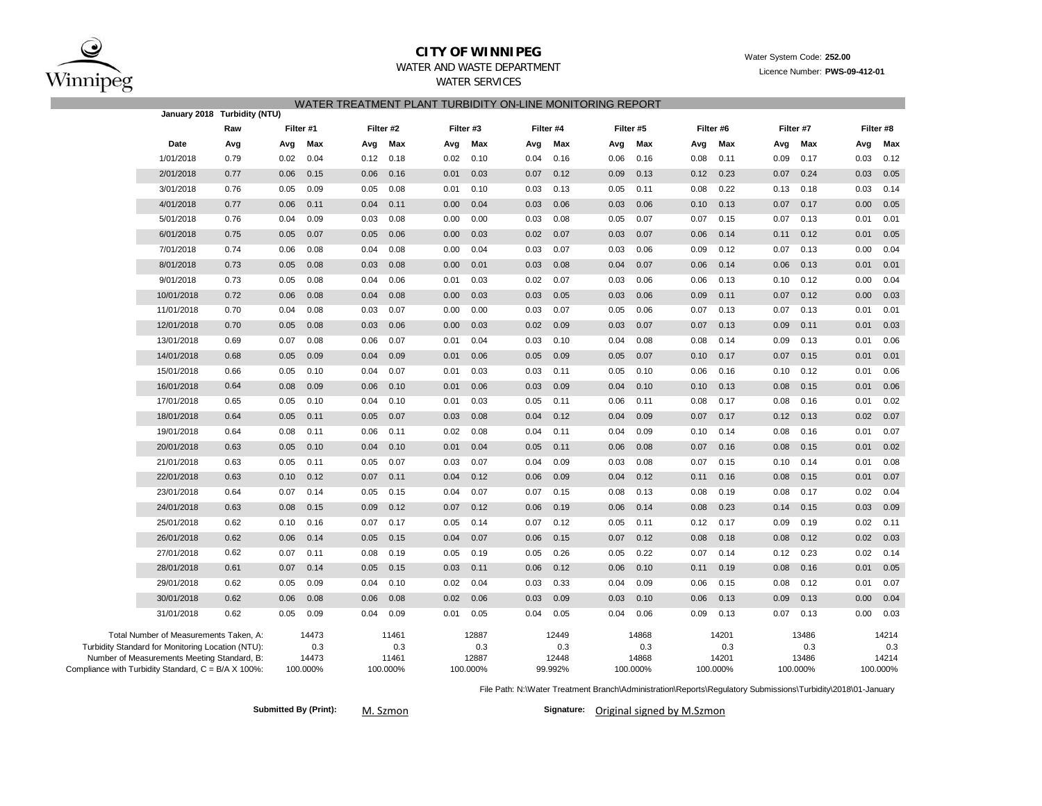# CITY OF WINNIPEG

WATER AND WASTE DEPARTMENT

WATER SERVICES

Water System Code: **252.00**

Licence Number: **PWS-09-412-01**

## WATER TREATMENT PLANT TURBIDITY ON-LINE MONITORING REPORT

**January 2018 Turbidity (NTU)**

| | Raw | Filter #1 | | Filter #2 | | Filter #3 | | Filter #4 | | Filter #5 | | Filter #6 | | Filter #7 | | Filter #8 | |
|---|---|---|---|---|---|---|---|---|---|---|---|---|---|---|---|---|---|
| **Date** | **Avg** | **Avg** | **Max** | **Avg** | **Max** | **Avg** | **Max** | **Avg** | **Max** | **Avg** | **Max** | **Avg** | **Max** | **Avg** | **Max** | **Avg** | **Max** |
| 1/01/2018 | 0.79 | 0.02 | 0.04 | 0.12 | 0.18 | 0.02 | 0.10 | 0.04 | 0.16 | 0.06 | 0.16 | 0.08 | 0.11 | 0.09 | 0.17 | 0.03 | 0.12 |
| 2/01/2018 | 0.77 | 0.06 | 0.15 | 0.06 | 0.16 | 0.01 | 0.03 | 0.07 | 0.12 | 0.09 | 0.13 | 0.12 | 0.23 | 0.07 | 0.24 | 0.03 | 0.05 |
| 3/01/2018 | 0.76 | 0.05 | 0.09 | 0.05 | 0.08 | 0.01 | 0.10 | 0.03 | 0.13 | 0.05 | 0.11 | 0.08 | 0.22 | 0.13 | 0.18 | 0.03 | 0.14 |
| 4/01/2018 | 0.77 | 0.06 | 0.11 | 0.04 | 0.11 | 0.00 | 0.04 | 0.03 | 0.06 | 0.03 | 0.06 | 0.10 | 0.13 | 0.07 | 0.17 | 0.00 | 0.05 |
| 5/01/2018 | 0.76 | 0.04 | 0.09 | 0.03 | 0.08 | 0.00 | 0.00 | 0.03 | 0.08 | 0.05 | 0.07 | 0.07 | 0.15 | 0.07 | 0.13 | 0.01 | 0.01 |
| 6/01/2018 | 0.75 | 0.05 | 0.07 | 0.05 | 0.06 | 0.00 | 0.03 | 0.02 | 0.07 | 0.03 | 0.07 | 0.06 | 0.14 | 0.11 | 0.12 | 0.01 | 0.05 |
| 7/01/2018 | 0.74 | 0.06 | 0.08 | 0.04 | 0.08 | 0.00 | 0.04 | 0.03 | 0.07 | 0.03 | 0.06 | 0.09 | 0.12 | 0.07 | 0.13 | 0.00 | 0.04 |
| 8/01/2018 | 0.73 | 0.05 | 0.08 | 0.03 | 0.08 | 0.00 | 0.01 | 0.03 | 0.08 | 0.04 | 0.07 | 0.06 | 0.14 | 0.06 | 0.13 | 0.01 | 0.01 |
| 9/01/2018 | 0.73 | 0.05 | 0.08 | 0.04 | 0.06 | 0.01 | 0.03 | 0.02 | 0.07 | 0.03 | 0.06 | 0.06 | 0.13 | 0.10 | 0.12 | 0.00 | 0.04 |
| 10/01/2018 | 0.72 | 0.06 | 0.08 | 0.04 | 0.08 | 0.00 | 0.03 | 0.03 | 0.05 | 0.03 | 0.06 | 0.09 | 0.11 | 0.07 | 0.12 | 0.00 | 0.03 |
| 11/01/2018 | 0.70 | 0.04 | 0.08 | 0.03 | 0.07 | 0.00 | 0.00 | 0.03 | 0.07 | 0.05 | 0.06 | 0.07 | 0.13 | 0.07 | 0.13 | 0.01 | 0.01 |
| 12/01/2018 | 0.70 | 0.05 | 0.08 | 0.03 | 0.06 | 0.00 | 0.03 | 0.02 | 0.09 | 0.03 | 0.07 | 0.07 | 0.13 | 0.09 | 0.11 | 0.01 | 0.03 |
| 13/01/2018 | 0.69 | 0.07 | 0.08 | 0.06 | 0.07 | 0.01 | 0.04 | 0.03 | 0.10 | 0.04 | 0.08 | 0.08 | 0.14 | 0.09 | 0.13 | 0.01 | 0.06 |
| 14/01/2018 | 0.68 | 0.05 | 0.09 | 0.04 | 0.09 | 0.01 | 0.06 | 0.05 | 0.09 | 0.05 | 0.07 | 0.10 | 0.17 | 0.07 | 0.15 | 0.01 | 0.01 |
| 15/01/2018 | 0.66 | 0.05 | 0.10 | 0.04 | 0.07 | 0.01 | 0.03 | 0.03 | 0.11 | 0.05 | 0.10 | 0.06 | 0.16 | 0.10 | 0.12 | 0.01 | 0.06 |
| 16/01/2018 | 0.64 | 0.08 | 0.09 | 0.06 | 0.10 | 0.01 | 0.06 | 0.03 | 0.09 | 0.04 | 0.10 | 0.10 | 0.13 | 0.08 | 0.15 | 0.01 | 0.06 |
| 17/01/2018 | 0.65 | 0.05 | 0.10 | 0.04 | 0.10 | 0.01 | 0.03 | 0.05 | 0.11 | 0.06 | 0.11 | 0.08 | 0.17 | 0.08 | 0.16 | 0.01 | 0.02 |
| 18/01/2018 | 0.64 | 0.05 | 0.11 | 0.05 | 0.07 | 0.03 | 0.08 | 0.04 | 0.12 | 0.04 | 0.09 | 0.07 | 0.17 | 0.12 | 0.13 | 0.02 | 0.07 |
| 19/01/2018 | 0.64 | 0.08 | 0.11 | 0.06 | 0.11 | 0.02 | 0.08 | 0.04 | 0.11 | 0.04 | 0.09 | 0.10 | 0.14 | 0.08 | 0.16 | 0.01 | 0.07 |
| 20/01/2018 | 0.63 | 0.05 | 0.10 | 0.04 | 0.10 | 0.01 | 0.04 | 0.05 | 0.11 | 0.06 | 0.08 | 0.07 | 0.16 | 0.08 | 0.15 | 0.01 | 0.02 |
| 21/01/2018 | 0.63 | 0.05 | 0.11 | 0.05 | 0.07 | 0.03 | 0.07 | 0.04 | 0.09 | 0.03 | 0.08 | 0.07 | 0.15 | 0.10 | 0.14 | 0.01 | 0.08 |
| 22/01/2018 | 0.63 | 0.10 | 0.12 | 0.07 | 0.11 | 0.04 | 0.12 | 0.06 | 0.09 | 0.04 | 0.12 | 0.11 | 0.16 | 0.08 | 0.15 | 0.01 | 0.07 |
| 23/01/2018 | 0.64 | 0.07 | 0.14 | 0.05 | 0.15 | 0.04 | 0.07 | 0.07 | 0.15 | 0.08 | 0.13 | 0.08 | 0.19 | 0.08 | 0.17 | 0.02 | 0.04 |
| 24/01/2018 | 0.63 | 0.08 | 0.15 | 0.09 | 0.12 | 0.07 | 0.12 | 0.06 | 0.19 | 0.06 | 0.14 | 0.08 | 0.23 | 0.14 | 0.15 | 0.03 | 0.09 |
| 25/01/2018 | 0.62 | 0.10 | 0.16 | 0.07 | 0.17 | 0.05 | 0.14 | 0.07 | 0.12 | 0.05 | 0.11 | 0.12 | 0.17 | 0.09 | 0.19 | 0.02 | 0.11 |
| 26/01/2018 | 0.62 | 0.06 | 0.14 | 0.05 | 0.15 | 0.04 | 0.07 | 0.06 | 0.15 | 0.07 | 0.12 | 0.08 | 0.18 | 0.08 | 0.12 | 0.02 | 0.03 |
| 27/01/2018 | 0.62 | 0.07 | 0.11 | 0.08 | 0.19 | 0.05 | 0.19 | 0.05 | 0.26 | 0.05 | 0.22 | 0.07 | 0.14 | 0.12 | 0.23 | 0.02 | 0.14 |
| 28/01/2018 | 0.61 | 0.07 | 0.14 | 0.05 | 0.15 | 0.03 | 0.11 | 0.06 | 0.12 | 0.06 | 0.10 | 0.11 | 0.19 | 0.08 | 0.16 | 0.01 | 0.05 |
| 29/01/2018 | 0.62 | 0.05 | 0.09 | 0.04 | 0.10 | 0.02 | 0.04 | 0.03 | 0.33 | 0.04 | 0.09 | 0.06 | 0.15 | 0.08 | 0.12 | 0.01 | 0.07 |
| 30/01/2018 | 0.62 | 0.06 | 0.08 | 0.06 | 0.08 | 0.02 | 0.06 | 0.03 | 0.09 | 0.03 | 0.10 | 0.06 | 0.13 | 0.09 | 0.13 | 0.00 | 0.04 |
| 31/01/2018 | 0.62 | 0.05 | 0.09 | 0.04 | 0.09 | 0.01 | 0.05 | 0.04 | 0.05 | 0.04 | 0.06 | 0.09 | 0.13 | 0.07 | 0.13 | 0.00 | 0.03 |

| | Filter #1 | Filter #2 | Filter #3 | Filter #4 | Filter #5 | Filter #6 | Filter #7 | Filter #8 |
|---|---|---|---|---|---|---|---|---|
| Total Number of Measurements Taken, A: | 14473 | 11461 | 12887 | 12449 | 14868 | 14201 | 13486 | 14214 |
| Turbidity Standard for Monitoring Location (NTU): | 0.3 | 0.3 | 0.3 | 0.3 | 0.3 | 0.3 | 0.3 | 0.3 |
| Number of Measurements Meeting Standard, B: | 14473 | 11461 | 12887 | 12448 | 14868 | 14201 | 13486 | 14214 |
| Compliance with Turbidity Standard, C = B/A X 100%: | 100.000% | 100.000% | 100.000% | 99.992% | 100.000% | 100.000% | 100.000% | 100.000% |

File Path: N:\Water Treatment Branch\Administration\Reports\Regulatory Submissions\Turbidity\2018\01-January

**Submitted By (Print):** M. Szmon

**Signature:** Original signed by M.Szmon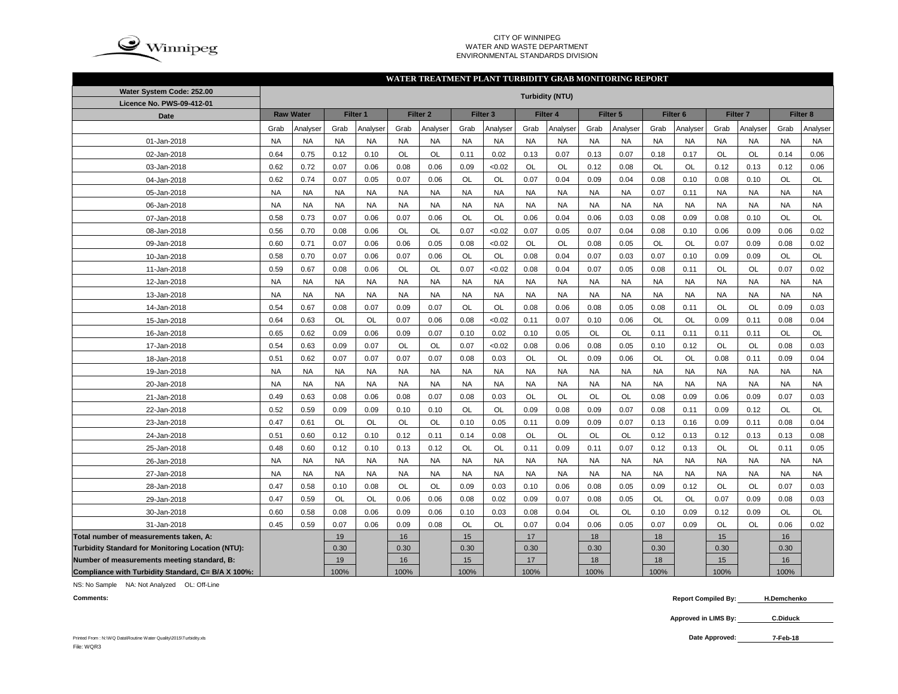CITY OF WINNIPEG
WATER AND WASTE DEPARTMENT
ENVIRONMENTAL STANDARDS DIVISION

## WATER TREATMENT PLANT TURBIDITY GRAB MONITORING REPORT

Water System Code: 252.00
Licence No. PWS-09-412-01

| Date | Turbidity (NTU) | | | | | | | | | | | | | | | | | |
|---|---|---|---|---|---|---|---|---|---|---|---|---|---|---|---|---|---|---|
| | Raw Water | | Filter 1 | | Filter 2 | | Filter 3 | | Filter 4 | | Filter 5 | | Filter 6 | | Filter 7 | | Filter 8 | |
| | Grab | Analyser | Grab | Analyser | Grab | Analyser | Grab | Analyser | Grab | Analyser | Grab | Analyser | Grab | Analyser | Grab | Analyser | Grab | Analyser |
| 01-Jan-2018 | NA | NA | NA | NA | NA | NA | NA | NA | NA | NA | NA | NA | NA | NA | NA | NA | NA | NA |
| 02-Jan-2018 | 0.64 | 0.75 | 0.12 | 0.10 | OL | OL | 0.11 | 0.02 | 0.13 | 0.07 | 0.13 | 0.07 | 0.18 | 0.17 | OL | OL | 0.14 | 0.06 |
| 03-Jan-2018 | 0.62 | 0.72 | 0.07 | 0.06 | 0.08 | 0.06 | 0.09 | <0.02 | OL | OL | 0.12 | 0.08 | OL | OL | 0.12 | 0.13 | 0.12 | 0.06 |
| 04-Jan-2018 | 0.62 | 0.74 | 0.07 | 0.05 | 0.07 | 0.06 | OL | OL | 0.07 | 0.04 | 0.09 | 0.04 | 0.08 | 0.10 | 0.08 | 0.10 | OL | OL |
| 05-Jan-2018 | NA | NA | NA | NA | NA | NA | NA | NA | NA | NA | NA | NA | 0.07 | 0.11 | NA | NA | NA | NA |
| 06-Jan-2018 | NA | NA | NA | NA | NA | NA | NA | NA | NA | NA | NA | NA | NA | NA | NA | NA | NA | NA |
| 07-Jan-2018 | 0.58 | 0.73 | 0.07 | 0.06 | 0.07 | 0.06 | OL | OL | 0.06 | 0.04 | 0.06 | 0.03 | 0.08 | 0.09 | 0.08 | 0.10 | OL | OL |
| 08-Jan-2018 | 0.56 | 0.70 | 0.08 | 0.06 | OL | OL | 0.07 | <0.02 | 0.07 | 0.05 | 0.07 | 0.04 | 0.08 | 0.10 | 0.06 | 0.09 | 0.06 | 0.02 |
| 09-Jan-2018 | 0.60 | 0.71 | 0.07 | 0.06 | 0.06 | 0.05 | 0.08 | <0.02 | OL | OL | 0.08 | 0.05 | OL | OL | 0.07 | 0.09 | 0.08 | 0.02 |
| 10-Jan-2018 | 0.58 | 0.70 | 0.07 | 0.06 | 0.07 | 0.06 | OL | OL | 0.08 | 0.04 | 0.07 | 0.03 | 0.07 | 0.10 | 0.09 | 0.09 | OL | OL |
| 11-Jan-2018 | 0.59 | 0.67 | 0.08 | 0.06 | OL | OL | 0.07 | <0.02 | 0.08 | 0.04 | 0.07 | 0.05 | 0.08 | 0.11 | OL | OL | 0.07 | 0.02 |
| 12-Jan-2018 | NA | NA | NA | NA | NA | NA | NA | NA | NA | NA | NA | NA | NA | NA | NA | NA | NA | NA |
| 13-Jan-2018 | NA | NA | NA | NA | NA | NA | NA | NA | NA | NA | NA | NA | NA | NA | NA | NA | NA | NA |
| 14-Jan-2018 | 0.54 | 0.67 | 0.08 | 0.07 | 0.09 | 0.07 | OL | OL | 0.08 | 0.06 | 0.08 | 0.05 | 0.08 | 0.11 | OL | OL | 0.09 | 0.03 |
| 15-Jan-2018 | 0.64 | 0.63 | OL | OL | 0.07 | 0.06 | 0.08 | <0.02 | 0.11 | 0.07 | 0.10 | 0.06 | OL | OL | 0.09 | 0.11 | 0.08 | 0.04 |
| 16-Jan-2018 | 0.65 | 0.62 | 0.09 | 0.06 | 0.09 | 0.07 | 0.10 | 0.02 | 0.10 | 0.05 | OL | OL | 0.11 | 0.11 | 0.11 | 0.11 | OL | OL |
| 17-Jan-2018 | 0.54 | 0.63 | 0.09 | 0.07 | OL | OL | 0.07 | <0.02 | 0.08 | 0.06 | 0.08 | 0.05 | 0.10 | 0.12 | OL | OL | 0.08 | 0.03 |
| 18-Jan-2018 | 0.51 | 0.62 | 0.07 | 0.07 | 0.07 | 0.07 | 0.08 | 0.03 | OL | OL | 0.09 | 0.06 | OL | OL | 0.08 | 0.11 | 0.09 | 0.04 |
| 19-Jan-2018 | NA | NA | NA | NA | NA | NA | NA | NA | NA | NA | NA | NA | NA | NA | NA | NA | NA | NA |
| 20-Jan-2018 | NA | NA | NA | NA | NA | NA | NA | NA | NA | NA | NA | NA | NA | NA | NA | NA | NA | NA |
| 21-Jan-2018 | 0.49 | 0.63 | 0.08 | 0.06 | 0.08 | 0.07 | 0.08 | 0.03 | OL | OL | OL | OL | 0.08 | 0.09 | 0.06 | 0.09 | 0.07 | 0.03 |
| 22-Jan-2018 | 0.52 | 0.59 | 0.09 | 0.09 | 0.10 | 0.10 | OL | OL | 0.09 | 0.08 | 0.09 | 0.07 | 0.08 | 0.11 | 0.09 | 0.12 | OL | OL |
| 23-Jan-2018 | 0.47 | 0.61 | OL | OL | OL | OL | 0.10 | 0.05 | 0.11 | 0.09 | 0.09 | 0.07 | 0.13 | 0.16 | 0.09 | 0.11 | 0.08 | 0.04 |
| 24-Jan-2018 | 0.51 | 0.60 | 0.12 | 0.10 | 0.12 | 0.11 | 0.14 | 0.08 | OL | OL | OL | OL | 0.12 | 0.13 | 0.12 | 0.13 | 0.13 | 0.08 |
| 25-Jan-2018 | 0.48 | 0.60 | 0.12 | 0.10 | 0.13 | 0.12 | OL | OL | 0.11 | 0.09 | 0.11 | 0.07 | 0.12 | 0.13 | OL | OL | 0.11 | 0.05 |
| 26-Jan-2018 | NA | NA | NA | NA | NA | NA | NA | NA | NA | NA | NA | NA | NA | NA | NA | NA | NA | NA |
| 27-Jan-2018 | NA | NA | NA | NA | NA | NA | NA | NA | NA | NA | NA | NA | NA | NA | NA | NA | NA | NA |
| 28-Jan-2018 | 0.47 | 0.58 | 0.10 | 0.08 | OL | OL | 0.09 | 0.03 | 0.10 | 0.06 | 0.08 | 0.05 | 0.09 | 0.12 | OL | OL | 0.07 | 0.03 |
| 29-Jan-2018 | 0.47 | 0.59 | OL | OL | 0.06 | 0.06 | 0.08 | 0.02 | 0.09 | 0.07 | 0.08 | 0.05 | OL | OL | 0.07 | 0.09 | 0.08 | 0.03 |
| 30-Jan-2018 | 0.60 | 0.58 | 0.08 | 0.06 | 0.09 | 0.06 | 0.10 | 0.03 | 0.08 | 0.04 | OL | OL | 0.10 | 0.09 | 0.12 | 0.09 | OL | OL |
| 31-Jan-2018 | 0.45 | 0.59 | 0.07 | 0.06 | 0.09 | 0.08 | OL | OL | 0.07 | 0.04 | 0.06 | 0.05 | 0.07 | 0.09 | OL | OL | 0.06 | 0.02 |
| Total number of measurements taken, A: | | | 19 | | 16 | | 15 | | 17 | | 18 | | 18 | | 15 | | 16 | |
| Turbidity Standard for Monitoring Location (NTU): | | | 0.30 | | 0.30 | | 0.30 | | 0.30 | | 0.30 | | 0.30 | | 0.30 | | 0.30 | |
| Number of measurements meeting standard, B: | | | 19 | | 16 | | 15 | | 17 | | 18 | | 18 | | 15 | | 16 | |
| Compliance with Turbidity Standard, C= B/A X 100%: | | | 100% | | 100% | | 100% | | 100% | | 100% | | 100% | | 100% | | 100% | |

NS: No Sample NA: Not Analyzed OL: Off-Line

**Comments:**

**Report Compiled By:** H.Demchenko

**Approved in LIMS By:** C.Diduck

**Date Approved:** 7-Feb-18

Printed From : N:\WQ Data\Routine Water Quality\2015\Turbidity.xls
File: WQR3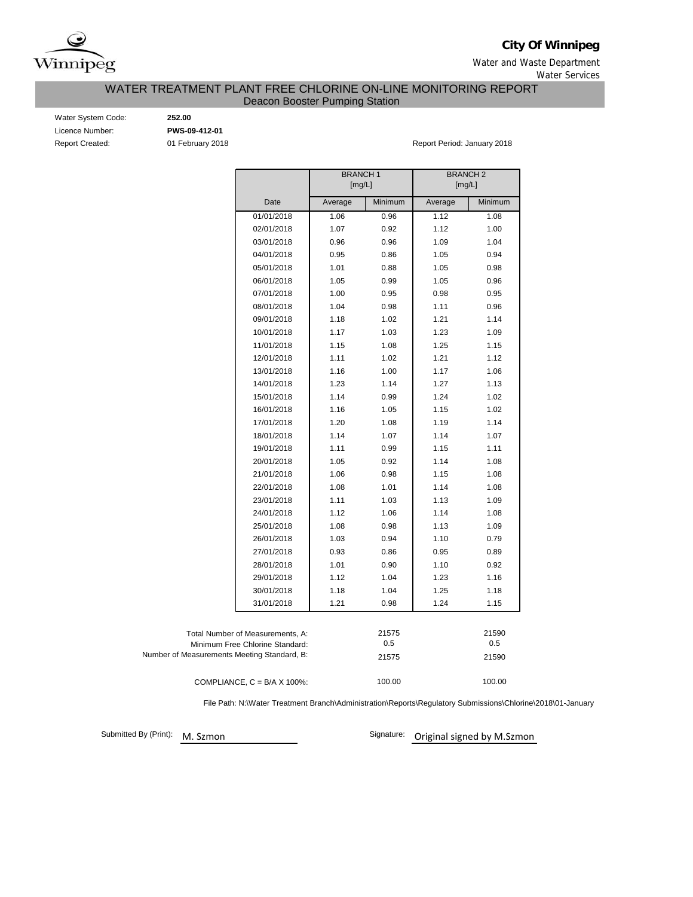**City Of Winnipeg**

Water and Waste Department

Water Services

# WATER TREATMENT PLANT FREE CHLORINE ON-LINE MONITORING REPORT

## Deacon Booster Pumping Station

Water System Code: **252.00**

Licence Number: **PWS-09-412-01**

Report Created: 01 February 2018

Report Period: January 2018

| | BRANCH 1 [mg/L] | | BRANCH 2 [mg/L] | |
|---|---|---|---|---|
| Date | Average | Minimum | Average | Minimum |
| 01/01/2018 | 1.06 | 0.96 | 1.12 | 1.08 |
| 02/01/2018 | 1.07 | 0.92 | 1.12 | 1.00 |
| 03/01/2018 | 0.96 | 0.96 | 1.09 | 1.04 |
| 04/01/2018 | 0.95 | 0.86 | 1.05 | 0.94 |
| 05/01/2018 | 1.01 | 0.88 | 1.05 | 0.98 |
| 06/01/2018 | 1.05 | 0.99 | 1.05 | 0.96 |
| 07/01/2018 | 1.00 | 0.95 | 0.98 | 0.95 |
| 08/01/2018 | 1.04 | 0.98 | 1.11 | 0.96 |
| 09/01/2018 | 1.18 | 1.02 | 1.21 | 1.14 |
| 10/01/2018 | 1.17 | 1.03 | 1.23 | 1.09 |
| 11/01/2018 | 1.15 | 1.08 | 1.25 | 1.15 |
| 12/01/2018 | 1.11 | 1.02 | 1.21 | 1.12 |
| 13/01/2018 | 1.16 | 1.00 | 1.17 | 1.06 |
| 14/01/2018 | 1.23 | 1.14 | 1.27 | 1.13 |
| 15/01/2018 | 1.14 | 0.99 | 1.24 | 1.02 |
| 16/01/2018 | 1.16 | 1.05 | 1.15 | 1.02 |
| 17/01/2018 | 1.20 | 1.08 | 1.19 | 1.14 |
| 18/01/2018 | 1.14 | 1.07 | 1.14 | 1.07 |
| 19/01/2018 | 1.11 | 0.99 | 1.15 | 1.11 |
| 20/01/2018 | 1.05 | 0.92 | 1.14 | 1.08 |
| 21/01/2018 | 1.06 | 0.98 | 1.15 | 1.08 |
| 22/01/2018 | 1.08 | 1.01 | 1.14 | 1.08 |
| 23/01/2018 | 1.11 | 1.03 | 1.13 | 1.09 |
| 24/01/2018 | 1.12 | 1.06 | 1.14 | 1.08 |
| 25/01/2018 | 1.08 | 0.98 | 1.13 | 1.09 |
| 26/01/2018 | 1.03 | 0.94 | 1.10 | 0.79 |
| 27/01/2018 | 0.93 | 0.86 | 0.95 | 0.89 |
| 28/01/2018 | 1.01 | 0.90 | 1.10 | 0.92 |
| 29/01/2018 | 1.12 | 1.04 | 1.23 | 1.16 |
| 30/01/2018 | 1.18 | 1.04 | 1.25 | 1.18 |
| 31/01/2018 | 1.21 | 0.98 | 1.24 | 1.15 |

| | BRANCH 1 | BRANCH 2 |
|---|---|---|
| Total Number of Measurements, A: | 21575 | 21590 |
| Minimum Free Chlorine Standard: | 0.5 | 0.5 |
| Number of Measurements Meeting Standard, B: | 21575 | 21590 |
| COMPLIANCE, C = B/A X 100%: | 100.00 | 100.00 |

File Path: N:\Water Treatment Branch\Administration\Reports\Regulatory Submissions\Chlorine\2018\01-January

Submitted By (Print): M. Szmon

Signature: Original signed by M.Szmon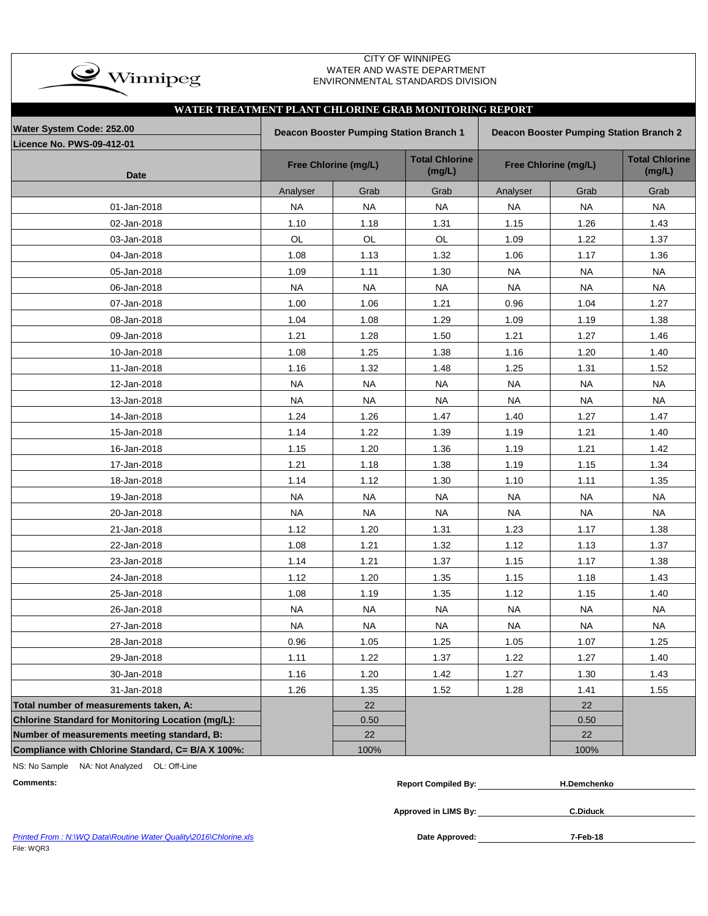CITY OF WINNIPEG
WATER AND WASTE DEPARTMENT
ENVIRONMENTAL STANDARDS DIVISION

## WATER TREATMENT PLANT CHLORINE GRAB MONITORING REPORT

| Water System Code: 252.00<br>Licence No. PWS-09-412-01 | Deacon Booster Pumping Station Branch 1 | | | Deacon Booster Pumping Station Branch 2 | | |
|---|---|---|---|---|---|---|
| Date | Free Chlorine (mg/L) | | Total Chlorine (mg/L) | Free Chlorine (mg/L) | | Total Chlorine (mg/L) |
| | Analyser | Grab | Grab | Analyser | Grab | Grab |
| 01-Jan-2018 | NA | NA | NA | NA | NA | NA |
| 02-Jan-2018 | 1.10 | 1.18 | 1.31 | 1.15 | 1.26 | 1.43 |
| 03-Jan-2018 | OL | OL | OL | 1.09 | 1.22 | 1.37 |
| 04-Jan-2018 | 1.08 | 1.13 | 1.32 | 1.06 | 1.17 | 1.36 |
| 05-Jan-2018 | 1.09 | 1.11 | 1.30 | NA | NA | NA |
| 06-Jan-2018 | NA | NA | NA | NA | NA | NA |
| 07-Jan-2018 | 1.00 | 1.06 | 1.21 | 0.96 | 1.04 | 1.27 |
| 08-Jan-2018 | 1.04 | 1.08 | 1.29 | 1.09 | 1.19 | 1.38 |
| 09-Jan-2018 | 1.21 | 1.28 | 1.50 | 1.21 | 1.27 | 1.46 |
| 10-Jan-2018 | 1.08 | 1.25 | 1.38 | 1.16 | 1.20 | 1.40 |
| 11-Jan-2018 | 1.16 | 1.32 | 1.48 | 1.25 | 1.31 | 1.52 |
| 12-Jan-2018 | NA | NA | NA | NA | NA | NA |
| 13-Jan-2018 | NA | NA | NA | NA | NA | NA |
| 14-Jan-2018 | 1.24 | 1.26 | 1.47 | 1.40 | 1.27 | 1.47 |
| 15-Jan-2018 | 1.14 | 1.22 | 1.39 | 1.19 | 1.21 | 1.40 |
| 16-Jan-2018 | 1.15 | 1.20 | 1.36 | 1.19 | 1.21 | 1.42 |
| 17-Jan-2018 | 1.21 | 1.18 | 1.38 | 1.19 | 1.15 | 1.34 |
| 18-Jan-2018 | 1.14 | 1.12 | 1.30 | 1.10 | 1.11 | 1.35 |
| 19-Jan-2018 | NA | NA | NA | NA | NA | NA |
| 20-Jan-2018 | NA | NA | NA | NA | NA | NA |
| 21-Jan-2018 | 1.12 | 1.20 | 1.31 | 1.23 | 1.17 | 1.38 |
| 22-Jan-2018 | 1.08 | 1.21 | 1.32 | 1.12 | 1.13 | 1.37 |
| 23-Jan-2018 | 1.14 | 1.21 | 1.37 | 1.15 | 1.17 | 1.38 |
| 24-Jan-2018 | 1.12 | 1.20 | 1.35 | 1.15 | 1.18 | 1.43 |
| 25-Jan-2018 | 1.08 | 1.19 | 1.35 | 1.12 | 1.15 | 1.40 |
| 26-Jan-2018 | NA | NA | NA | NA | NA | NA |
| 27-Jan-2018 | NA | NA | NA | NA | NA | NA |
| 28-Jan-2018 | 0.96 | 1.05 | 1.25 | 1.05 | 1.07 | 1.25 |
| 29-Jan-2018 | 1.11 | 1.22 | 1.37 | 1.22 | 1.27 | 1.40 |
| 30-Jan-2018 | 1.16 | 1.20 | 1.42 | 1.27 | 1.30 | 1.43 |
| 31-Jan-2018 | 1.26 | 1.35 | 1.52 | 1.28 | 1.41 | 1.55 |
| **Total number of measurements taken, A:** | | 22 | | | 22 | |
| **Chlorine Standard for Monitoring Location (mg/L):** | | 0.50 | | | 0.50 | |
| **Number of measurements meeting standard, B:** | | 22 | | | 22 | |
| **Compliance with Chlorine Standard, C= B/A X 100%:** | | 100% | | | 100% | |

NS: No Sample NA: Not Analyzed OL: Off-Line

**Comments:**

**Report Compiled By:** H.Demchenko

**Approved in LIMS By:** C.Diduck

**Date Approved:** 7-Feb-18

*Printed From : N:\WQ Data\Routine Water Quality\2016\Chlorine.xls*

File: WQR3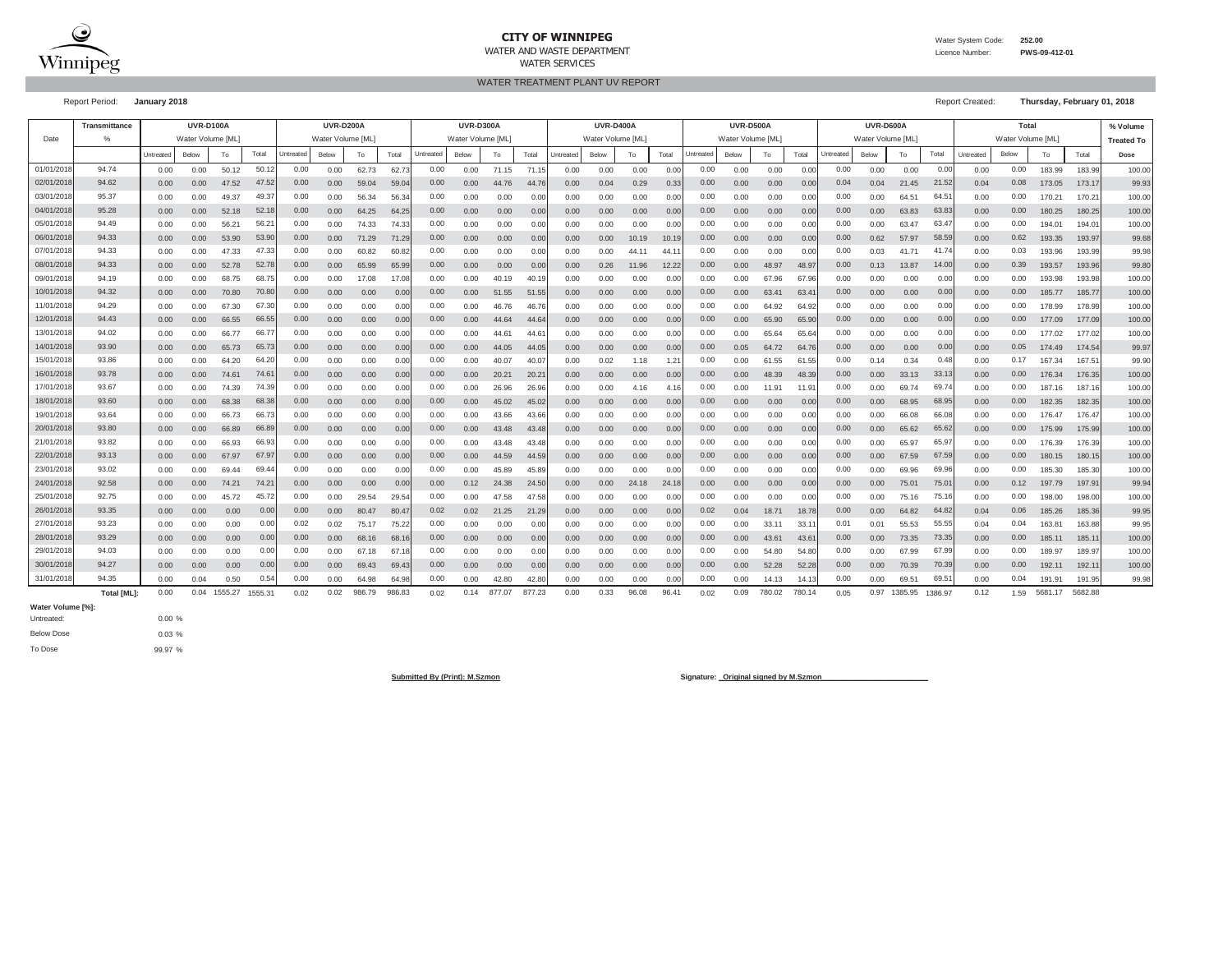**CITY OF WINNIPEG**
WATER AND WASTE DEPARTMENT
WATER SERVICES

Water System Code: **252.00**
Licence Number: **PWS-09-412-01**

WATER TREATMENT PLANT UV REPORT

Report Period: **January 2018**

Report Created: **Thursday, February 01, 2018**

| Date | Transmittance | UVR-D100A | | | | UVR-D200A | | | | UVR-D300A | | | | UVR-D400A | | | | UVR-D500A | | | | UVR-D600A | | | | Total | | | | % Volume |
|---|---|---|---|---|---|---|---|---|---|---|---|---|---|---|---|---|---|---|---|---|---|---|---|---|---|---|---|---|---|---|
| | % | Water Volume [ML] | | | | Water Volume [ML] | | | | Water Volume [ML] | | | | Water Volume [ML] | | | | Water Volume [ML] | | | | Water Volume [ML] | | | | Water Volume [ML] | | | | Treated To |
| | | Untreated | Below | To | Total | Untreated | Below | To | Total | Untreated | Below | To | Total | Untreated | Below | To | Total | Untreated | Below | To | Total | Untreated | Below | To | Total | Untreated | Below | To | Total | Dose |
| 01/01/2018 | 94.74 | 0.00 | 0.00 | 50.12 | 50.12 | 0.00 | 0.00 | 62.73 | 62.73 | 0.00 | 0.00 | 71.15 | 71.15 | 0.00 | 0.00 | 0.00 | 0.00 | 0.00 | 0.00 | 0.00 | 0.00 | 0.00 | 0.00 | 0.00 | 0.00 | 0.00 | 0.00 | 183.99 | 183.99 | 100.00 |
| 02/01/2018 | 94.62 | 0.00 | 0.00 | 47.52 | 47.52 | 0.00 | 0.00 | 59.04 | 59.04 | 0.00 | 0.00 | 44.76 | 44.76 | 0.00 | 0.04 | 0.29 | 0.33 | 0.00 | 0.00 | 0.00 | 0.00 | 0.04 | 0.04 | 21.45 | 21.52 | 0.04 | 0.08 | 173.05 | 173.17 | 99.93 |
| 03/01/2018 | 95.37 | 0.00 | 0.00 | 49.37 | 49.37 | 0.00 | 0.00 | 56.34 | 56.34 | 0.00 | 0.00 | 0.00 | 0.00 | 0.00 | 0.00 | 0.00 | 0.00 | 0.00 | 0.00 | 0.00 | 0.00 | 0.00 | 0.00 | 64.51 | 64.51 | 0.00 | 0.00 | 170.21 | 170.21 | 100.00 |
| 04/01/2018 | 95.28 | 0.00 | 0.00 | 52.18 | 52.18 | 0.00 | 0.00 | 64.25 | 64.25 | 0.00 | 0.00 | 0.00 | 0.00 | 0.00 | 0.00 | 0.00 | 0.00 | 0.00 | 0.00 | 0.00 | 0.00 | 0.00 | 0.00 | 63.83 | 63.83 | 0.00 | 0.00 | 180.25 | 180.25 | 100.00 |
| 05/01/2018 | 94.49 | 0.00 | 0.00 | 56.21 | 56.21 | 0.00 | 0.00 | 74.33 | 74.33 | 0.00 | 0.00 | 0.00 | 0.00 | 0.00 | 0.00 | 0.00 | 0.00 | 0.00 | 0.00 | 0.00 | 0.00 | 0.00 | 0.00 | 63.47 | 63.47 | 0.00 | 0.00 | 194.01 | 194.01 | 100.00 |
| 06/01/2018 | 94.33 | 0.00 | 0.00 | 53.90 | 53.90 | 0.00 | 0.00 | 71.29 | 71.29 | 0.00 | 0.00 | 0.00 | 0.00 | 0.00 | 0.00 | 10.19 | 10.19 | 0.00 | 0.00 | 0.00 | 0.00 | 0.00 | 0.62 | 57.97 | 58.59 | 0.00 | 0.62 | 193.35 | 193.97 | 99.68 |
| 07/01/2018 | 94.33 | 0.00 | 0.00 | 47.33 | 47.33 | 0.00 | 0.00 | 60.82 | 60.82 | 0.00 | 0.00 | 0.00 | 0.00 | 0.00 | 0.00 | 44.11 | 44.11 | 0.00 | 0.00 | 0.00 | 0.00 | 0.00 | 0.03 | 41.71 | 41.74 | 0.00 | 0.03 | 193.96 | 193.99 | 99.98 |
| 08/01/2018 | 94.33 | 0.00 | 0.00 | 52.78 | 52.78 | 0.00 | 0.00 | 65.99 | 65.99 | 0.00 | 0.00 | 0.00 | 0.00 | 0.00 | 0.26 | 11.96 | 12.22 | 0.00 | 0.00 | 48.97 | 48.97 | 0.00 | 0.13 | 13.87 | 14.00 | 0.00 | 0.39 | 193.57 | 193.96 | 99.80 |
| 09/01/2018 | 94.19 | 0.00 | 0.00 | 68.75 | 68.75 | 0.00 | 0.00 | 17.08 | 17.08 | 0.00 | 0.00 | 40.19 | 40.19 | 0.00 | 0.00 | 0.00 | 0.00 | 0.00 | 0.00 | 67.96 | 67.96 | 0.00 | 0.00 | 0.00 | 0.00 | 0.00 | 0.00 | 193.98 | 193.98 | 100.00 |
| 10/01/2018 | 94.32 | 0.00 | 0.00 | 70.80 | 70.80 | 0.00 | 0.00 | 0.00 | 0.00 | 0.00 | 0.00 | 51.55 | 51.55 | 0.00 | 0.00 | 0.00 | 0.00 | 0.00 | 0.00 | 63.41 | 63.41 | 0.00 | 0.00 | 0.00 | 0.00 | 0.00 | 0.00 | 185.77 | 185.77 | 100.00 |
| 11/01/2018 | 94.29 | 0.00 | 0.00 | 67.30 | 67.30 | 0.00 | 0.00 | 0.00 | 0.00 | 0.00 | 0.00 | 46.76 | 46.76 | 0.00 | 0.00 | 0.00 | 0.00 | 0.00 | 0.00 | 64.92 | 64.92 | 0.00 | 0.00 | 0.00 | 0.00 | 0.00 | 0.00 | 178.99 | 178.99 | 100.00 |
| 12/01/2018 | 94.43 | 0.00 | 0.00 | 66.55 | 66.55 | 0.00 | 0.00 | 0.00 | 0.00 | 0.00 | 0.00 | 44.64 | 44.64 | 0.00 | 0.00 | 0.00 | 0.00 | 0.00 | 0.00 | 65.90 | 65.90 | 0.00 | 0.00 | 0.00 | 0.00 | 0.00 | 0.00 | 177.09 | 177.09 | 100.00 |
| 13/01/2018 | 94.02 | 0.00 | 0.00 | 66.77 | 66.77 | 0.00 | 0.00 | 0.00 | 0.00 | 0.00 | 0.00 | 44.61 | 44.61 | 0.00 | 0.00 | 0.00 | 0.00 | 0.00 | 0.00 | 65.64 | 65.64 | 0.00 | 0.00 | 0.00 | 0.00 | 0.00 | 0.00 | 177.02 | 177.02 | 100.00 |
| 14/01/2018 | 93.90 | 0.00 | 0.00 | 65.73 | 65.73 | 0.00 | 0.00 | 0.00 | 0.00 | 0.00 | 0.00 | 44.05 | 44.05 | 0.00 | 0.00 | 0.00 | 0.00 | 0.00 | 0.05 | 64.72 | 64.76 | 0.00 | 0.00 | 0.00 | 0.00 | 0.00 | 0.05 | 174.49 | 174.54 | 99.97 |
| 15/01/2018 | 93.86 | 0.00 | 0.00 | 64.20 | 64.20 | 0.00 | 0.00 | 0.00 | 0.00 | 0.00 | 0.00 | 40.07 | 40.07 | 0.00 | 0.02 | 1.18 | 1.21 | 0.00 | 0.00 | 61.55 | 61.55 | 0.00 | 0.14 | 0.34 | 0.48 | 0.00 | 0.17 | 167.34 | 167.51 | 99.90 |
| 16/01/2018 | 93.78 | 0.00 | 0.00 | 74.61 | 74.61 | 0.00 | 0.00 | 0.00 | 0.00 | 0.00 | 0.00 | 20.21 | 20.21 | 0.00 | 0.00 | 0.00 | 0.00 | 0.00 | 0.00 | 48.39 | 48.39 | 0.00 | 0.00 | 33.13 | 33.13 | 0.00 | 0.00 | 176.34 | 176.35 | 100.00 |
| 17/01/2018 | 93.67 | 0.00 | 0.00 | 74.39 | 74.39 | 0.00 | 0.00 | 0.00 | 0.00 | 0.00 | 0.00 | 26.96 | 26.96 | 0.00 | 0.00 | 4.16 | 4.16 | 0.00 | 0.00 | 11.91 | 11.91 | 0.00 | 0.00 | 69.74 | 69.74 | 0.00 | 0.00 | 187.16 | 187.16 | 100.00 |
| 18/01/2018 | 93.60 | 0.00 | 0.00 | 68.38 | 68.38 | 0.00 | 0.00 | 0.00 | 0.00 | 0.00 | 0.00 | 45.02 | 45.02 | 0.00 | 0.00 | 0.00 | 0.00 | 0.00 | 0.00 | 0.00 | 0.00 | 0.00 | 0.00 | 68.95 | 68.95 | 0.00 | 0.00 | 182.35 | 182.35 | 100.00 |
| 19/01/2018 | 93.64 | 0.00 | 0.00 | 66.73 | 66.73 | 0.00 | 0.00 | 0.00 | 0.00 | 0.00 | 0.00 | 43.66 | 43.66 | 0.00 | 0.00 | 0.00 | 0.00 | 0.00 | 0.00 | 0.00 | 0.00 | 0.00 | 0.00 | 66.08 | 66.08 | 0.00 | 0.00 | 176.47 | 176.47 | 100.00 |
| 20/01/2018 | 93.80 | 0.00 | 0.00 | 66.89 | 66.89 | 0.00 | 0.00 | 0.00 | 0.00 | 0.00 | 0.00 | 43.48 | 43.48 | 0.00 | 0.00 | 0.00 | 0.00 | 0.00 | 0.00 | 0.00 | 0.00 | 0.00 | 0.00 | 65.62 | 65.62 | 0.00 | 0.00 | 175.99 | 175.99 | 100.00 |
| 21/01/2018 | 93.82 | 0.00 | 0.00 | 66.93 | 66.93 | 0.00 | 0.00 | 0.00 | 0.00 | 0.00 | 0.00 | 43.48 | 43.48 | 0.00 | 0.00 | 0.00 | 0.00 | 0.00 | 0.00 | 0.00 | 0.00 | 0.00 | 0.00 | 65.97 | 65.97 | 0.00 | 0.00 | 176.39 | 176.39 | 100.00 |
| 22/01/2018 | 93.13 | 0.00 | 0.00 | 67.97 | 67.97 | 0.00 | 0.00 | 0.00 | 0.00 | 0.00 | 0.00 | 44.59 | 44.59 | 0.00 | 0.00 | 0.00 | 0.00 | 0.00 | 0.00 | 0.00 | 0.00 | 0.00 | 0.00 | 67.59 | 67.59 | 0.00 | 0.00 | 180.15 | 180.15 | 100.00 |
| 23/01/2018 | 93.02 | 0.00 | 0.00 | 69.44 | 69.44 | 0.00 | 0.00 | 0.00 | 0.00 | 0.00 | 0.00 | 45.89 | 45.89 | 0.00 | 0.00 | 0.00 | 0.00 | 0.00 | 0.00 | 0.00 | 0.00 | 0.00 | 0.00 | 69.96 | 69.96 | 0.00 | 0.00 | 185.30 | 185.30 | 100.00 |
| 24/01/2018 | 92.58 | 0.00 | 0.00 | 74.21 | 74.21 | 0.00 | 0.00 | 0.00 | 0.00 | 0.00 | 0.12 | 24.38 | 24.50 | 0.00 | 0.00 | 24.18 | 24.18 | 0.00 | 0.00 | 0.00 | 0.00 | 0.00 | 0.00 | 75.01 | 75.01 | 0.00 | 0.12 | 197.79 | 197.91 | 99.94 |
| 25/01/2018 | 92.75 | 0.00 | 0.00 | 45.72 | 45.72 | 0.00 | 0.00 | 29.54 | 29.54 | 0.00 | 0.00 | 47.58 | 47.58 | 0.00 | 0.00 | 0.00 | 0.00 | 0.00 | 0.00 | 0.00 | 0.00 | 0.00 | 0.00 | 75.16 | 75.16 | 0.00 | 0.00 | 198.00 | 198.00 | 100.00 |
| 26/01/2018 | 93.35 | 0.00 | 0.00 | 0.00 | 0.00 | 0.00 | 0.00 | 80.47 | 80.47 | 0.02 | 0.02 | 21.25 | 21.29 | 0.00 | 0.00 | 0.00 | 0.00 | 0.02 | 0.04 | 18.71 | 18.78 | 0.00 | 0.00 | 64.82 | 64.82 | 0.04 | 0.06 | 185.26 | 185.36 | 99.95 |
| 27/01/2018 | 93.23 | 0.00 | 0.00 | 0.00 | 0.00 | 0.02 | 0.02 | 75.17 | 75.22 | 0.00 | 0.00 | 0.00 | 0.00 | 0.00 | 0.00 | 0.00 | 0.00 | 0.00 | 0.00 | 33.11 | 33.11 | 0.01 | 0.01 | 55.53 | 55.55 | 0.04 | 0.04 | 163.81 | 163.88 | 99.95 |
| 28/01/2018 | 93.29 | 0.00 | 0.00 | 0.00 | 0.00 | 0.00 | 0.00 | 68.16 | 68.16 | 0.00 | 0.00 | 0.00 | 0.00 | 0.00 | 0.00 | 0.00 | 0.00 | 0.00 | 0.00 | 43.61 | 43.61 | 0.00 | 0.00 | 73.35 | 73.35 | 0.00 | 0.00 | 185.11 | 185.11 | 100.00 |
| 29/01/2018 | 94.03 | 0.00 | 0.00 | 0.00 | 0.00 | 0.00 | 0.00 | 67.18 | 67.18 | 0.00 | 0.00 | 0.00 | 0.00 | 0.00 | 0.00 | 0.00 | 0.00 | 0.00 | 0.00 | 54.80 | 54.80 | 0.00 | 0.00 | 67.99 | 67.99 | 0.00 | 0.00 | 189.97 | 189.97 | 100.00 |
| 30/01/2018 | 94.27 | 0.00 | 0.00 | 0.00 | 0.00 | 0.00 | 0.00 | 69.43 | 69.43 | 0.00 | 0.00 | 0.00 | 0.00 | 0.00 | 0.00 | 0.00 | 0.00 | 0.00 | 0.00 | 52.28 | 52.28 | 0.00 | 0.00 | 70.39 | 70.39 | 0.00 | 0.00 | 192.11 | 192.11 | 100.00 |
| 31/01/2018 | 94.35 | 0.00 | 0.04 | 0.50 | 0.54 | 0.00 | 0.00 | 64.98 | 64.98 | 0.00 | 0.00 | 42.80 | 42.80 | 0.00 | 0.00 | 0.00 | 0.00 | 0.00 | 0.00 | 14.13 | 14.13 | 0.00 | 0.00 | 69.51 | 69.51 | 0.00 | 0.04 | 191.91 | 191.95 | 99.98 |
| | Total [ML]: | 0.00 | 0.04 | 1555.27 | 1555.31 | 0.02 | 0.02 | 986.79 | 986.83 | 0.02 | 0.14 | 877.07 | 877.23 | 0.00 | 0.33 | 96.08 | 96.41 | 0.02 | 0.09 | 780.02 | 780.14 | 0.05 | 0.97 | 1385.95 | 1386.97 | 0.12 | 1.59 | 5681.17 | 5682.88 | |

**Water Volume [%]:**

| | |
|---|---|
| Untreated: | 0.00 % |
| Below Dose | 0.03 % |
| To Dose | 99.97 % |

**Submitted By (Print): M.Szmon**

**Signature: Original signed by M.Szmon**